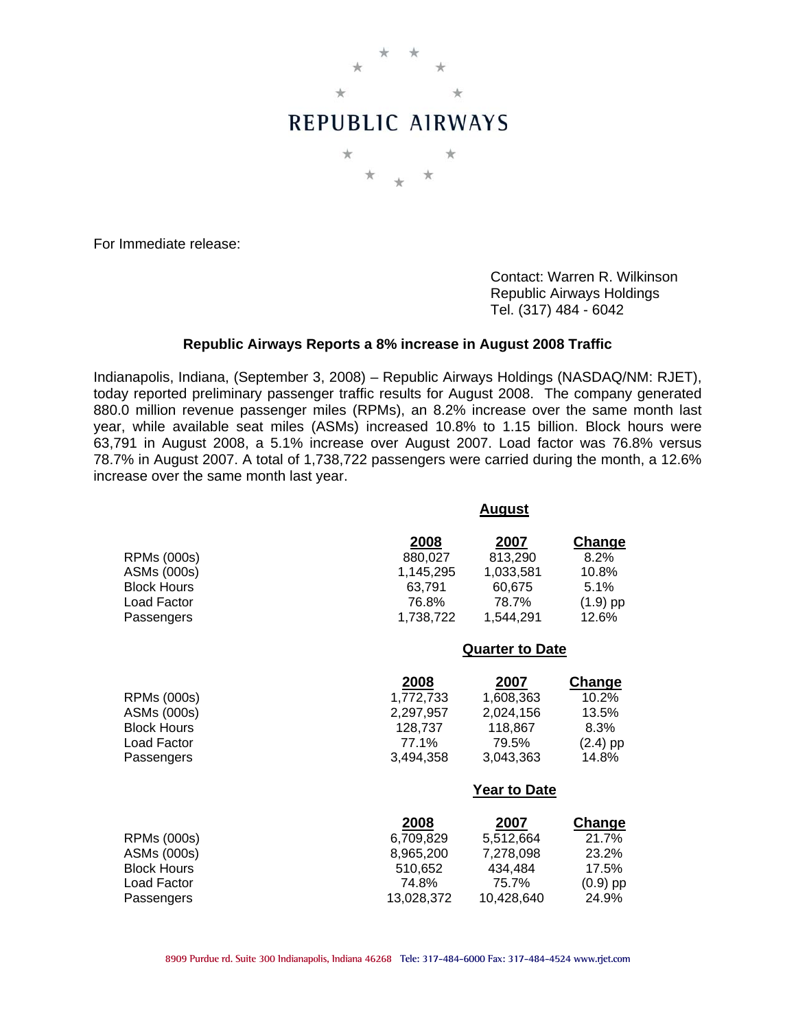# REPUBLIC AIRWAYS

For Immediate release:

Contact: Warren R. Wilkinson
Republic Airways Holdings
Tel. (317) 484 - 6042

**Republic Airways Reports a 8% increase in August 2008 Traffic**

Indianapolis, Indiana, (September 3, 2008) – Republic Airways Holdings (NASDAQ/NM: RJET), today reported preliminary passenger traffic results for August 2008. The company generated 880.0 million revenue passenger miles (RPMs), an 8.2% increase over the same month last year, while available seat miles (ASMs) increased 10.8% to 1.15 billion. Block hours were 63,791 in August 2008, a 5.1% increase over August 2007. Load factor was 76.8% versus 78.7% in August 2007. A total of 1,738,722 passengers were carried during the month, a 12.6% increase over the same month last year.

**August**

| | 2008 | 2007 | Change |
|---|---|---|---|
| RPMs (000s) | 880,027 | 813,290 | 8.2% |
| ASMs (000s) | 1,145,295 | 1,033,581 | 10.8% |
| Block Hours | 63,791 | 60,675 | 5.1% |
| Load Factor | 76.8% | 78.7% | (1.9) pp |
| Passengers | 1,738,722 | 1,544,291 | 12.6% |

**Quarter to Date**

| | 2008 | 2007 | Change |
|---|---|---|---|
| RPMs (000s) | 1,772,733 | 1,608,363 | 10.2% |
| ASMs (000s) | 2,297,957 | 2,024,156 | 13.5% |
| Block Hours | 128,737 | 118,867 | 8.3% |
| Load Factor | 77.1% | 79.5% | (2.4) pp |
| Passengers | 3,494,358 | 3,043,363 | 14.8% |

**Year to Date**

| | 2008 | 2007 | Change |
|---|---|---|---|
| RPMs (000s) | 6,709,829 | 5,512,664 | 21.7% |
| ASMs (000s) | 8,965,200 | 7,278,098 | 23.2% |
| Block Hours | 510,652 | 434,484 | 17.5% |
| Load Factor | 74.8% | 75.7% | (0.9) pp |
| Passengers | 13,028,372 | 10,428,640 | 24.9% |

8909 Purdue rd. Suite 300 Indianapolis, Indiana 46268 Tele: 317-484-6000 Fax: 317-484-4524 www.rjet.com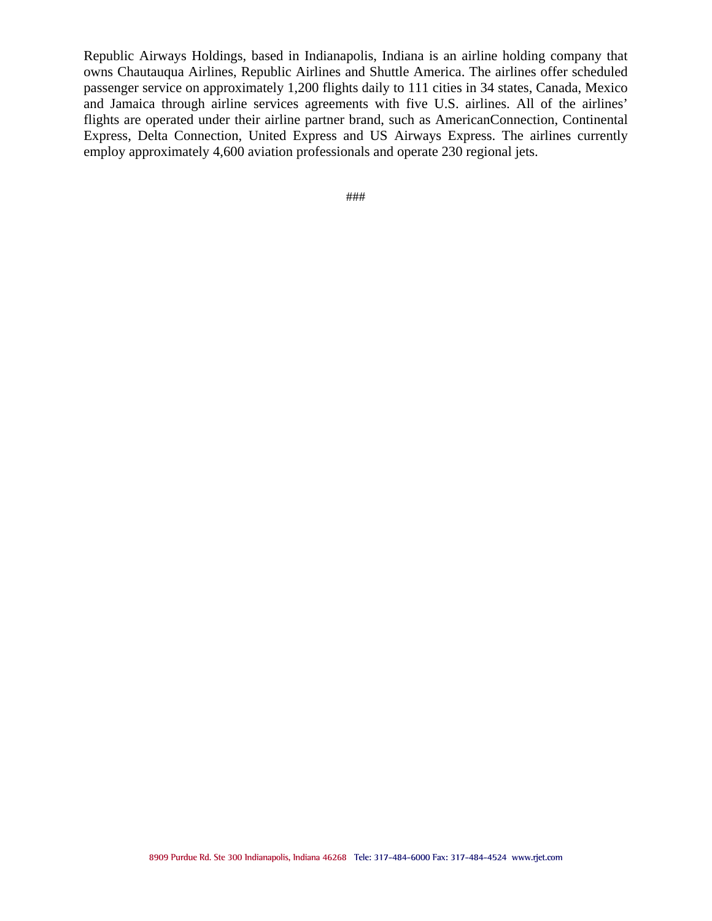Republic Airways Holdings, based in Indianapolis, Indiana is an airline holding company that owns Chautauqua Airlines, Republic Airlines and Shuttle America. The airlines offer scheduled passenger service on approximately 1,200 flights daily to 111 cities in 34 states, Canada, Mexico and Jamaica through airline services agreements with five U.S. airlines. All of the airlines' flights are operated under their airline partner brand, such as AmericanConnection, Continental Express, Delta Connection, United Express and US Airways Express. The airlines currently employ approximately 4,600 aviation professionals and operate 230 regional jets.

###

8909 Purdue Rd. Ste 300 Indianapolis, Indiana 46268 Tele: 317-484-6000 Fax: 317-484-4524 www.rjet.com